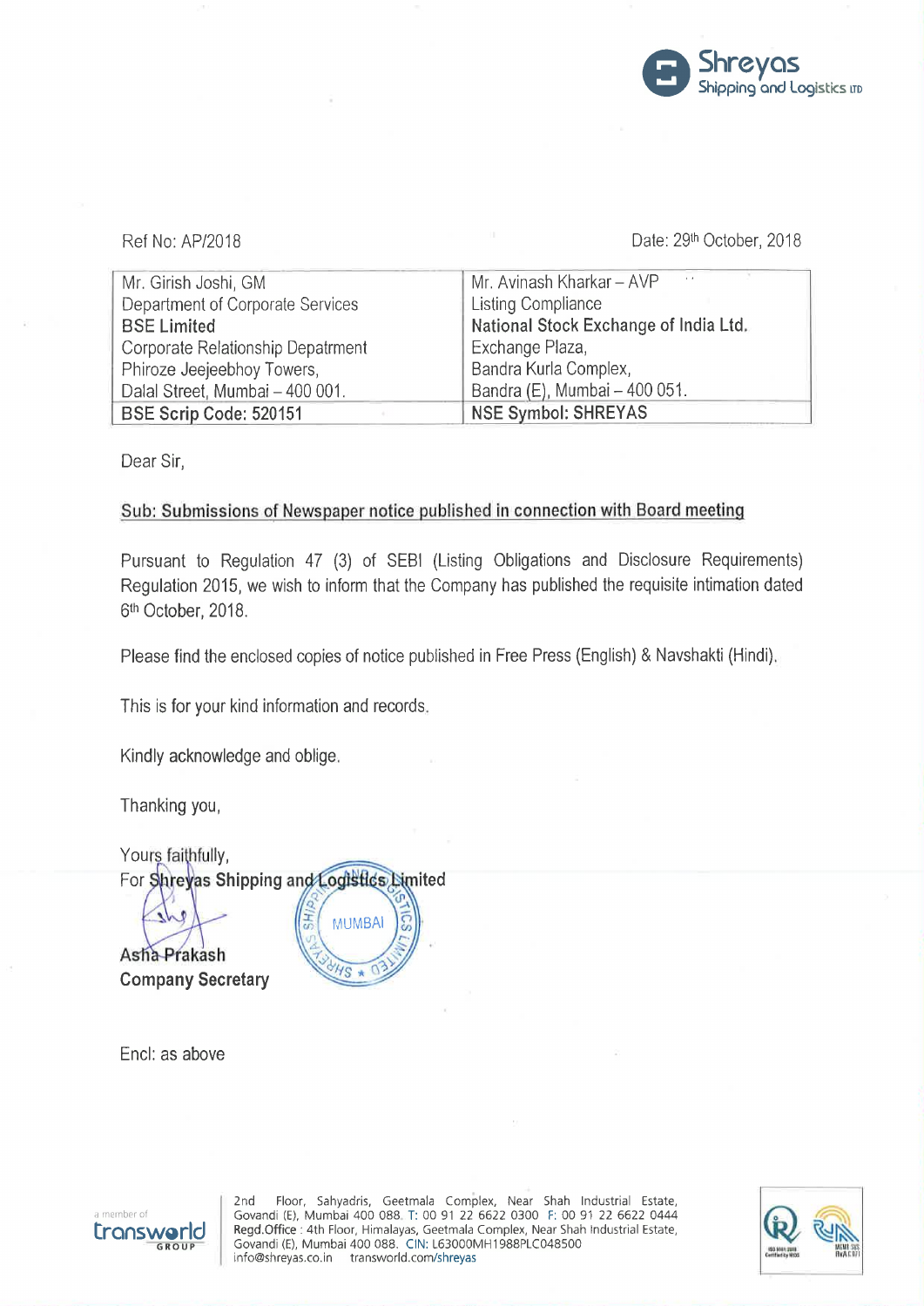Shreyas Shipping and Logistics LTD

Ref No: AP/2018

Date: 29th October, 2018

| Mr. Girish Joshi, GM<br>Department of Corporate Services<br>**BSE Limited**<br>Corporate Relationship Depatrment<br>Phiroze Jeejeebhoy Towers,<br>Dalal Street, Mumbai – 400 001. | Mr. Avinash Kharkar – AVP<br>Listing Compliance<br>**National Stock Exchange of India Ltd.**<br>Exchange Plaza,<br>Bandra Kurla Complex,<br>Bandra (E), Mumbai – 400 051. |
|---|---|
| **BSE Scrip Code: 520151** | **NSE Symbol: SHREYAS** |

Dear Sir,

**Sub: Submissions of Newspaper notice published in connection with Board meeting**

Pursuant to Regulation 47 (3) of SEBI (Listing Obligations and Disclosure Requirements) Regulation 2015, we wish to inform that the Company has published the requisite intimation dated 6th October, 2018.

Please find the enclosed copies of notice published in Free Press (English) & Navshakti (Hindi).

This is for your kind information and records.

Kindly acknowledge and oblige.

Thanking you,

Yours faithfully,
For **Shreyas Shipping and Logistics Limited**

**Asha Prakash**
**Company Secretary**

Encl: as above

a member of transworld GROUP

2nd Floor, Sahyadris, Geetmala Complex, Near Shah Industrial Estate, Govandi (E), Mumbai 400 088. T: 00 91 22 6622 0300 F: 00 91 22 6622 0444
Regd.Office : 4th Floor, Himalayas, Geetmala Complex, Near Shah Industrial Estate, Govandi (E), Mumbai 400 088. CIN: L63000MH1988PLC048500
info@shreyas.co.in transworld.com/shreyas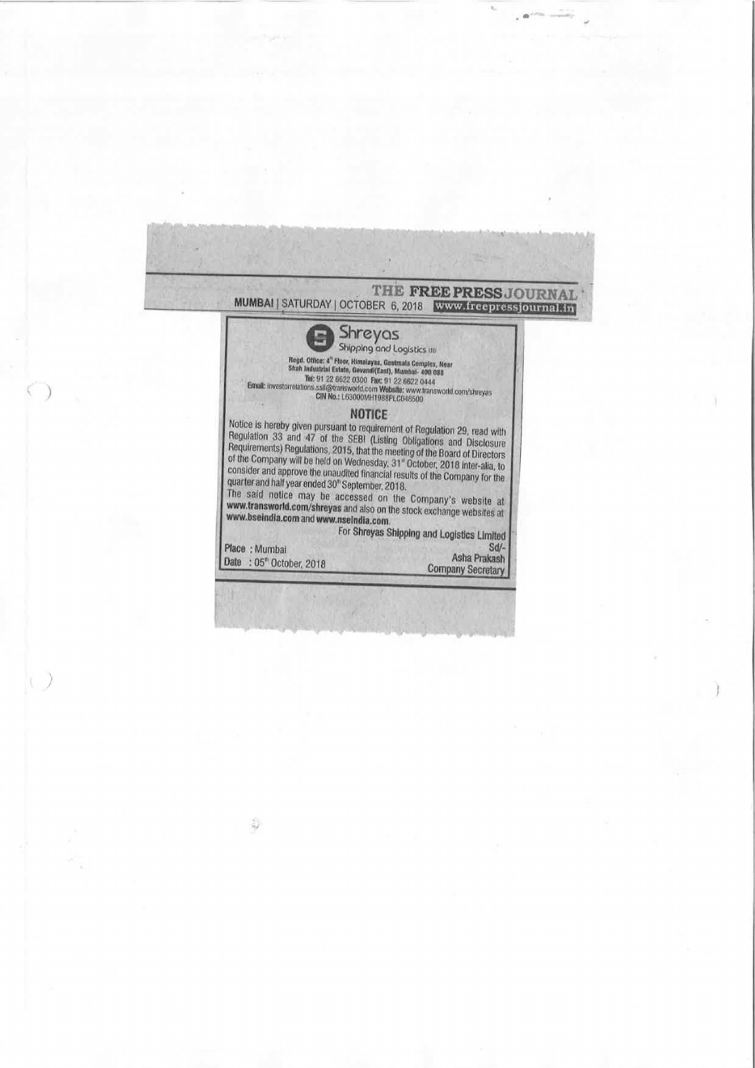THE FREE PRESS JOURNAL

MUMBAI | SATURDAY | OCTOBER 6, 2018 www.freepressjournal.in

**Shreyas**
Shipping and Logistics Ltd

Regd. Office: 4th Floor, Himalayas, Geetmala Complex, Near Shah Industrial Estate, Govandi(East), Mumbai- 400 088
Tel: 91 22 6622 0300 Fax: 91 22 6622 0444
Email: investorrelations.ssll@transworld.com Website: www.transworld.com/shreyas
CIN No.: L63000MH1988PLC048500

## NOTICE

Notice is hereby given pursuant to requirement of Regulation 29, read with Regulation 33 and 47 of the SEBI (Listing Obligations and Disclosure Requirements) Regulations, 2015, that the meeting of the Board of Directors of the Company will be held on Wednesday, 31st October, 2018 inter-alia, to consider and approve the unaudited financial results of the Company for the quarter and half year ended 30th September, 2018.

The said notice may be accessed on the Company's website at **www.transworld.com/shreyas** and also on the stock exchange websites at **www.bseindia.com** and **www.nseindia.com**.

For Shreyas Shipping and Logistics Limited

Sd/-

Asha Prakash

Company Secretary

Place : Mumbai

Date : 05th October, 2018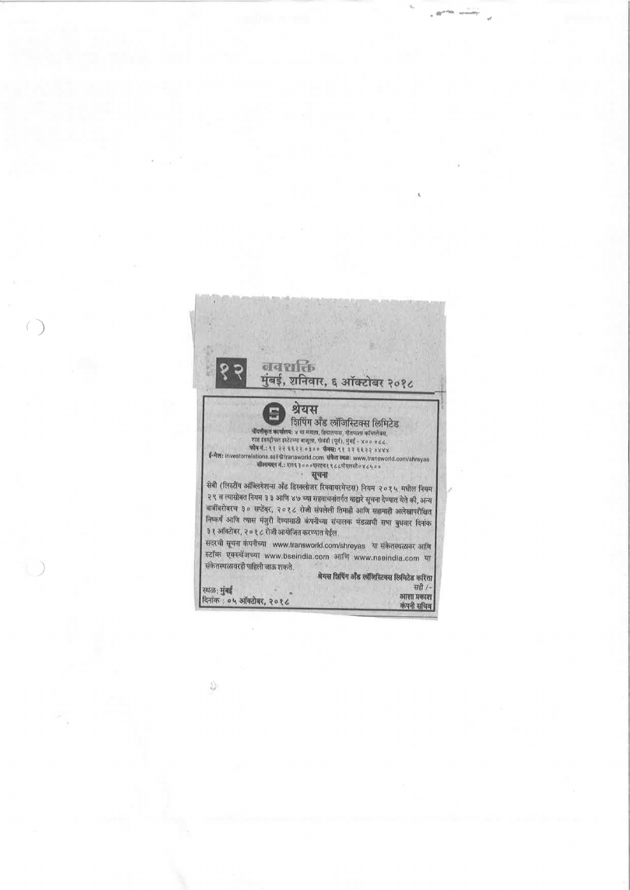१२ नवशक्ति
मुंबई, शनिवार, ६ ऑक्टोबर २०१८

# श्रेयस
## शिपिंग अँड लॉजिस्टिक्स लिमिटेड

नोंदणीकृत कार्यालय: ४ था मजला, हिरालाल, गोदरेज कॉम्प्लेक्स, शाह इंडस्ट्रीयल इस्टेटच्या बाजूला, चेंबूर (पूर्व), मुंबई - ४०० ०८८.
फोन नं.: ९१ २२ ६६२२ ०३०० फॅक्स: ९१ २२ ६६२२ ०४४४
ई-मेल: investorrelations.ssll@transworld.com संकेत स्थळ: www.transworld.com/shreyas
सीआयएन नं.: एल६३०००एमएच१९८८पीएलसी०४८५००

### सूचना

सेबी (लिस्टींग ऑब्लिगेशन्स अँड डिस्क्लोजर रिक्वायरमेन्ट्स) नियम २०१५ मधील नियम २९ व त्यासोबत नियम ३३ आणि ४७ च्या सहवाचनांतर्गत याद्वारे सूचना देण्यात येते की, अन्य बाबींबरोबरच ३० सप्टेंबर, २०१८ रोजी संपलेली तिमाही आणि सहामाही अलेखापरीक्षित निष्कर्ष आणि त्यास मंजुरी देण्यासाठी कंपनीच्या संचालक मंडळाची सभा बुधवार दिनांक ३१ ऑक्टोबर, २०१८ रोजी आयोजित करण्यात येईल.

सदरची सूचना कंपनीच्या www.transworld.com/shreyas या संकेतस्थळावर आणि स्टॉक एक्स्चेंजच्या www.bseindia.com आणि www.nseindia.com या संकेतस्थळावरही पाहिली जाऊ शकते.

श्रेयस शिपिंग अँड लॉजिस्टिक्स लिमिटेड करिता
सही /-
आशा प्रकाश
कंपनी सचिव

स्थळ: मुंबई
दिनांक: ०५ ऑक्टोबर, २०१८